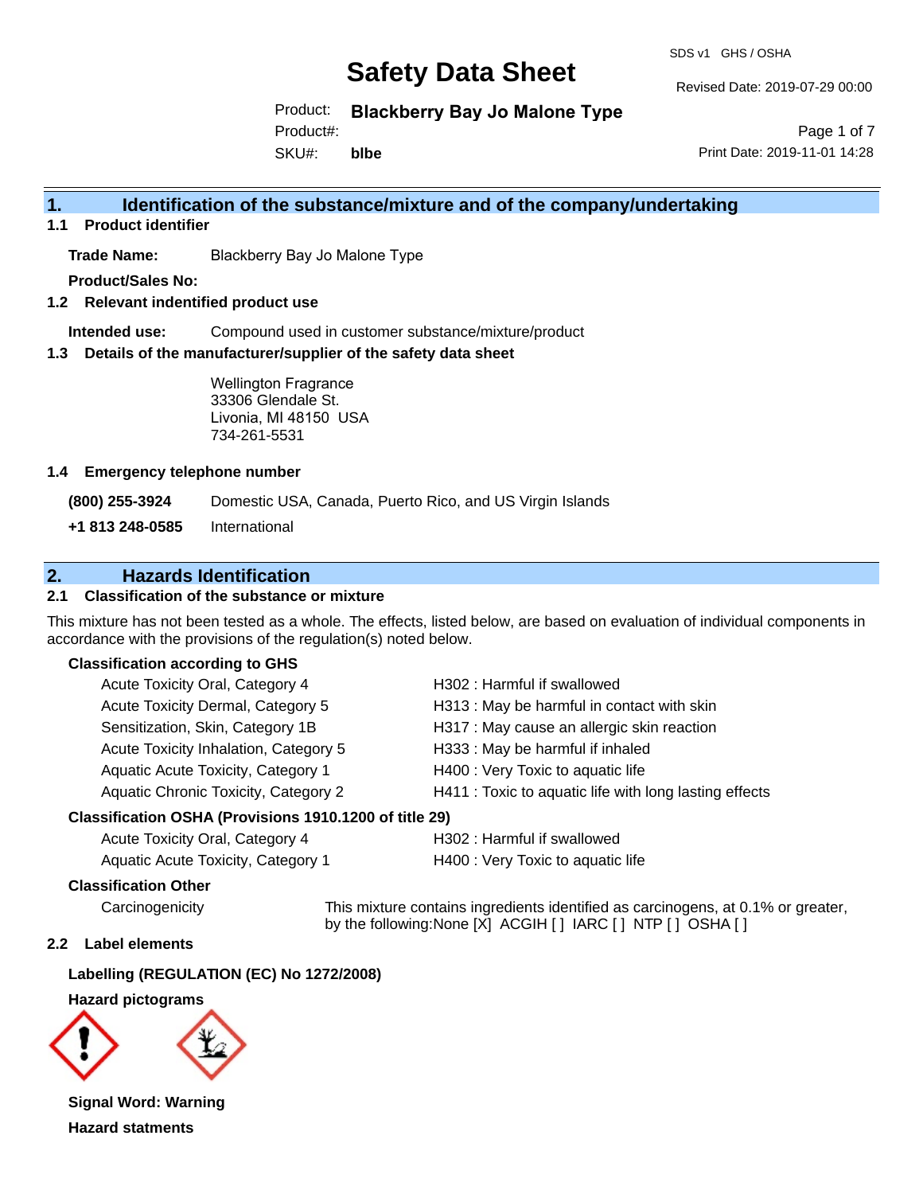# Safety Data Sheet

SDS v1 GHS / OSHA

Revised Date: 2019-07-29 00:00

Product: **Blackberry Bay Jo Malone Type**
Product#:
SKU#: **blbe**

Print Date: 2019-11-01 14:28

## 1. Identification of the substance/mixture and of the company/undertaking

### 1.1 Product identifier

**Trade Name:** Blackberry Bay Jo Malone Type

**Product/Sales No:**

### 1.2 Relevant identified product use

**Intended use:** Compound used in customer substance/mixture/product

### 1.3 Details of the manufacturer/supplier of the safety data sheet

Wellington Fragrance
33306 Glendale St.
Livonia, MI 48150 USA
734-261-5531

### 1.4 Emergency telephone number

**(800) 255-3924** Domestic USA, Canada, Puerto Rico, and US Virgin Islands

**+1 813 248-0585** International

## 2. Hazards Identification

### 2.1 Classification of the substance or mixture

This mixture has not been tested as a whole. The effects, listed below, are based on evaluation of individual components in accordance with the provisions of the regulation(s) noted below.

**Classification according to GHS**

| | |
|---|---|
| Acute Toxicity Oral, Category 4 | H302 : Harmful if swallowed |
| Acute Toxicity Dermal, Category 5 | H313 : May be harmful in contact with skin |
| Sensitization, Skin, Category 1B | H317 : May cause an allergic skin reaction |
| Acute Toxicity Inhalation, Category 5 | H333 : May be harmful if inhaled |
| Aquatic Acute Toxicity, Category 1 | H400 : Very Toxic to aquatic life |
| Aquatic Chronic Toxicity, Category 2 | H411 : Toxic to aquatic life with long lasting effects |

**Classification OSHA (Provisions 1910.1200 of title 29)**

| | |
|---|---|
| Acute Toxicity Oral, Category 4 | H302 : Harmful if swallowed |
| Aquatic Acute Toxicity, Category 1 | H400 : Very Toxic to aquatic life |

**Classification Other**

Carcinogenicity: This mixture contains ingredients identified as carcinogens, at 0.1% or greater, by the following:None [X] ACGIH [ ] IARC [ ] NTP [ ] OSHA [ ]

### 2.2 Label elements

**Labelling (REGULATION (EC) No 1272/2008)**

**Hazard pictograms**

**Signal Word: Warning**

**Hazard statments**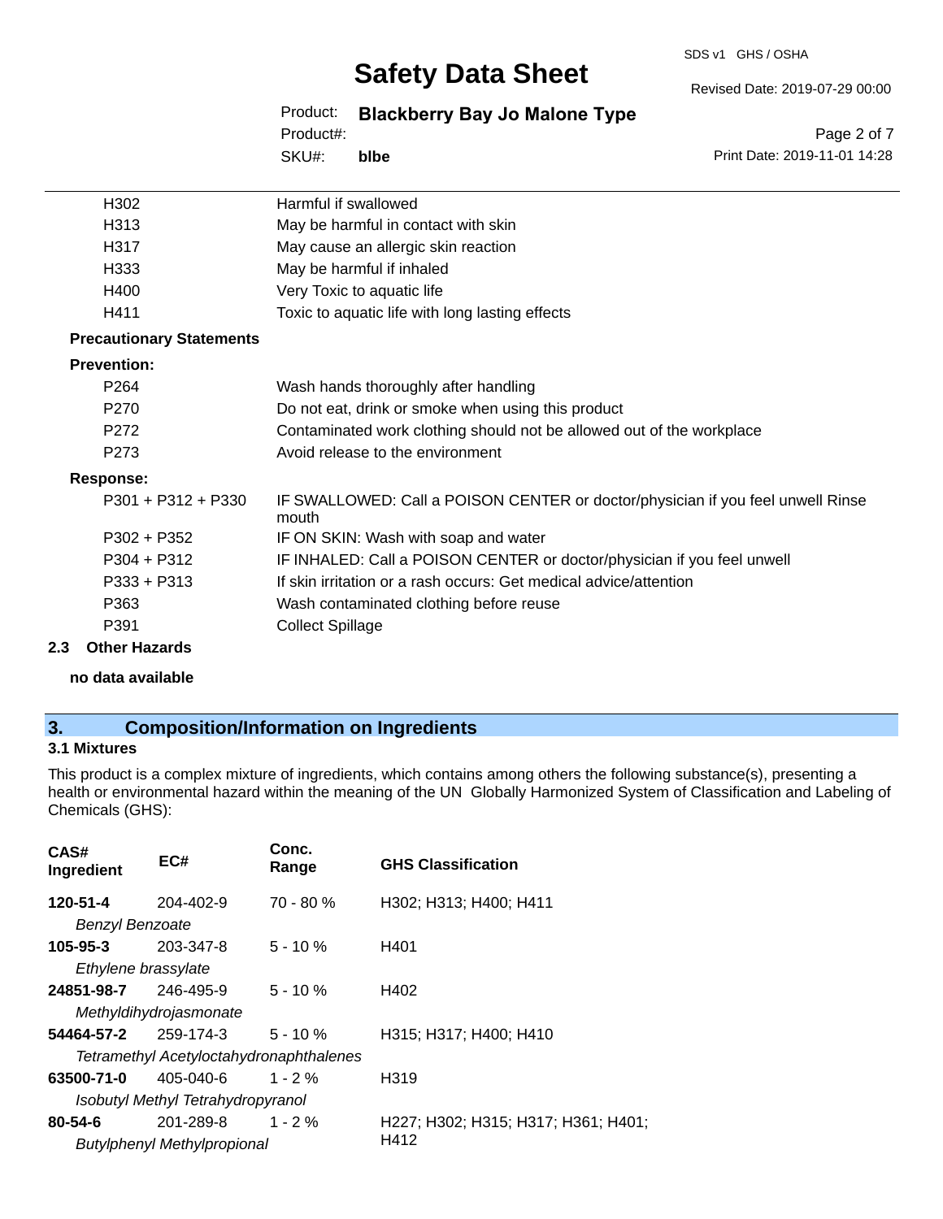| | |
|---|---|
| H302 | Harmful if swallowed |
| H313 | May be harmful in contact with skin |
| H317 | May cause an allergic skin reaction |
| H333 | May be harmful if inhaled |
| H400 | Very Toxic to aquatic life |
| H411 | Toxic to aquatic life with long lasting effects |

**Precautionary Statements**

**Prevention:**

| | |
|---|---|
| P264 | Wash hands thoroughly after handling |
| P270 | Do not eat, drink or smoke when using this product |
| P272 | Contaminated work clothing should not be allowed out of the workplace |
| P273 | Avoid release to the environment |

**Response:**

| | |
|---|---|
| P301 + P312 + P330 | IF SWALLOWED: Call a POISON CENTER or doctor/physician if you feel unwell Rinse mouth |
| P302 + P352 | IF ON SKIN: Wash with soap and water |
| P304 + P312 | IF INHALED: Call a POISON CENTER or doctor/physician if you feel unwell |
| P333 + P313 | If skin irritation or a rash occurs: Get medical advice/attention |
| P363 | Wash contaminated clothing before reuse |
| P391 | Collect Spillage |

**2.3 Other Hazards**

**no data available**

## 3. Composition/Information on Ingredients

### 3.1 Mixtures

This product is a complex mixture of ingredients, which contains among others the following substance(s), presenting a health or environmental hazard within the meaning of the UN Globally Harmonized System of Classification and Labeling of Chemicals (GHS):

| CAS# Ingredient | EC# | Conc. Range | GHS Classification |
|---|---|---|---|
| **120-51-4** *Benzyl Benzoate* | 204-402-9 | 70 - 80 % | H302; H313; H400; H411 |
| **105-95-3** *Ethylene brassylate* | 203-347-8 | 5 - 10 % | H401 |
| **24851-98-7** *Methyldihydrojasmonate* | 246-495-9 | 5 - 10 % | H402 |
| **54464-57-2** *Tetramethyl Acetyloctahydronaphthalenes* | 259-174-3 | 5 - 10 % | H315; H317; H400; H410 |
| **63500-71-0** *Isobutyl Methyl Tetrahydropyranol* | 405-040-6 | 1 - 2 % | H319 |
| **80-54-6** *Butylphenyl Methylpropional* | 201-289-8 | 1 - 2 % | H227; H302; H315; H317; H361; H401; H412 |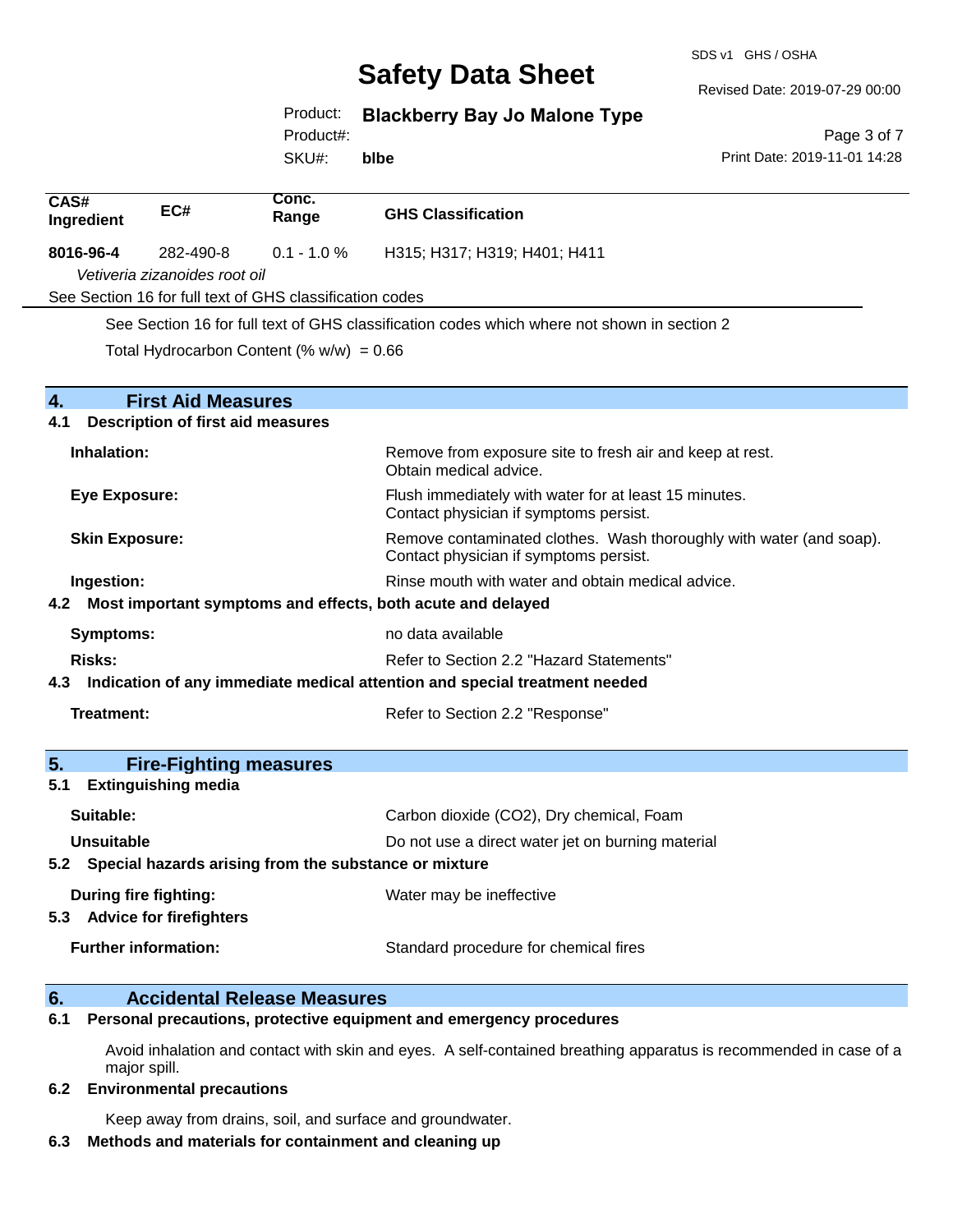| CAS# Ingredient | EC# | Conc. Range | GHS Classification |
|---|---|---|---|
| **8016-96-4** | 282-490-8 | 0.1 - 1.0 % | H315; H317; H319; H401; H411 |
| *Vetiveria zizanoides root oil* | | | |

See Section 16 for full text of GHS classification codes

See Section 16 for full text of GHS classification codes which where not shown in section 2

Total Hydrocarbon Content (% w/w) = 0.66

## 4. First Aid Measures

### 4.1 Description of first aid measures

**Inhalation:** Remove from exposure site to fresh air and keep at rest. Obtain medical advice.

**Eye Exposure:** Flush immediately with water for at least 15 minutes. Contact physician if symptoms persist.

**Skin Exposure:** Remove contaminated clothes. Wash thoroughly with water (and soap). Contact physician if symptoms persist.

**Ingestion:** Rinse mouth with water and obtain medical advice.

### 4.2 Most important symptoms and effects, both acute and delayed

**Symptoms:** no data available

**Risks:** Refer to Section 2.2 "Hazard Statements"

### 4.3 Indication of any immediate medical attention and special treatment needed

**Treatment:** Refer to Section 2.2 "Response"

## 5. Fire-Fighting measures

### 5.1 Extinguishing media

**Suitable:** Carbon dioxide ($CO_2$), Dry chemical, Foam

**Unsuitable** Do not use a direct water jet on burning material

### 5.2 Special hazards arising from the substance or mixture

**During fire fighting:** Water may be ineffective

### 5.3 Advice for firefighters

**Further information:** Standard procedure for chemical fires

## 6. Accidental Release Measures

### 6.1 Personal precautions, protective equipment and emergency procedures

Avoid inhalation and contact with skin and eyes. A self-contained breathing apparatus is recommended in case of a major spill.

### 6.2 Environmental precautions

Keep away from drains, soil, and surface and groundwater.

### 6.3 Methods and materials for containment and cleaning up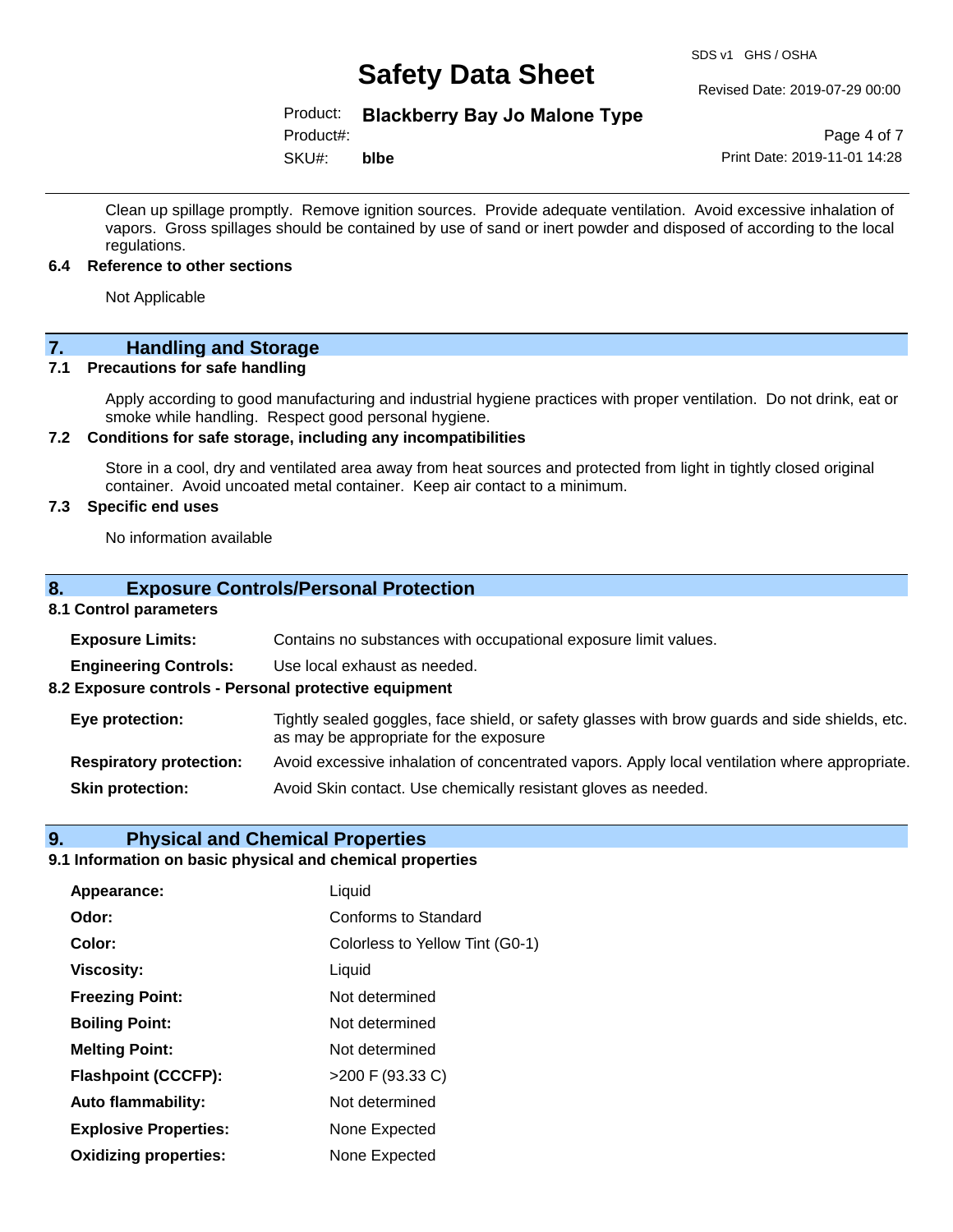Clean up spillage promptly. Remove ignition sources. Provide adequate ventilation. Avoid excessive inhalation of vapors. Gross spillages should be contained by use of sand or inert powder and disposed of according to the local regulations.

**6.4 Reference to other sections**

Not Applicable

## 7. Handling and Storage

**7.1 Precautions for safe handling**

Apply according to good manufacturing and industrial hygiene practices with proper ventilation. Do not drink, eat or smoke while handling. Respect good personal hygiene.

**7.2 Conditions for safe storage, including any incompatibilities**

Store in a cool, dry and ventilated area away from heat sources and protected from light in tightly closed original container. Avoid uncoated metal container. Keep air contact to a minimum.

**7.3 Specific end uses**

No information available

## 8. Exposure Controls/Personal Protection

**8.1 Control parameters**

| | |
|---|---|
| **Exposure Limits:** | Contains no substances with occupational exposure limit values. |
| **Engineering Controls:** | Use local exhaust as needed. |

**8.2 Exposure controls - Personal protective equipment**

| | |
|---|---|
| **Eye protection:** | Tightly sealed goggles, face shield, or safety glasses with brow guards and side shields, etc. as may be appropriate for the exposure |
| **Respiratory protection:** | Avoid excessive inhalation of concentrated vapors. Apply local ventilation where appropriate. |
| **Skin protection:** | Avoid Skin contact. Use chemically resistant gloves as needed. |

## 9. Physical and Chemical Properties

**9.1 Information on basic physical and chemical properties**

| | |
|---|---|
| **Appearance:** | Liquid |
| **Odor:** | Conforms to Standard |
| **Color:** | Colorless to Yellow Tint (G0-1) |
| **Viscosity:** | Liquid |
| **Freezing Point:** | Not determined |
| **Boiling Point:** | Not determined |
| **Melting Point:** | Not determined |
| **Flashpoint (CCCFP):** | >200 F (93.33 C) |
| **Auto flammability:** | Not determined |
| **Explosive Properties:** | None Expected |
| **Oxidizing properties:** | None Expected |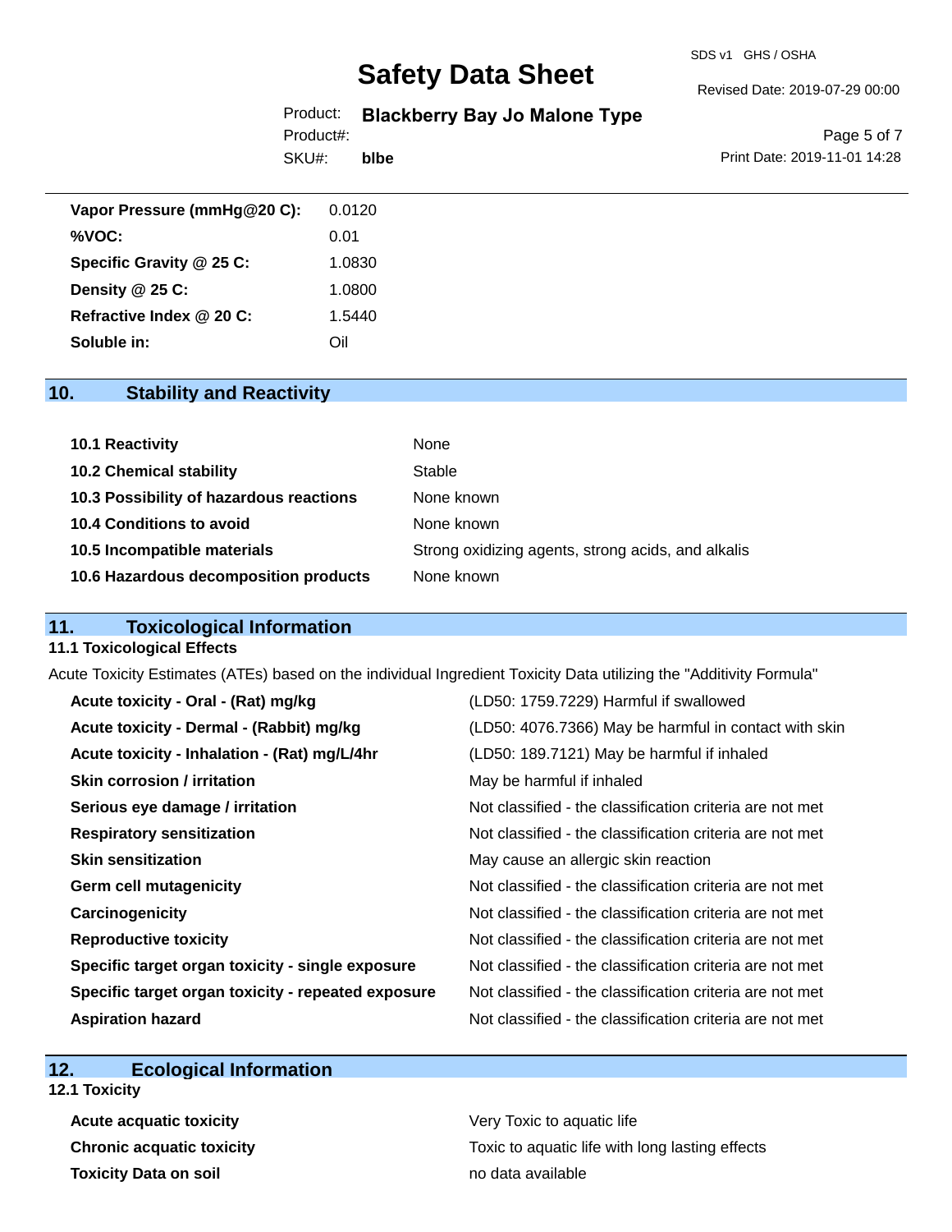| | |
|---|---|
| **Vapor Pressure (mmHg@20 C):** | 0.0120 |
| **%VOC:** | 0.01 |
| **Specific Gravity @ 25 C:** | 1.0830 |
| **Density @ 25 C:** | 1.0800 |
| **Refractive Index @ 20 C:** | 1.5440 |
| **Soluble in:** | Oil |

## 10. Stability and Reactivity

| | |
|---|---|
| **10.1 Reactivity** | None |
| **10.2 Chemical stability** | Stable |
| **10.3 Possibility of hazardous reactions** | None known |
| **10.4 Conditions to avoid** | None known |
| **10.5 Incompatible materials** | Strong oxidizing agents, strong acids, and alkalis |
| **10.6 Hazardous decomposition products** | None known |

## 11. Toxicological Information

### 11.1 Toxicological Effects

Acute Toxicity Estimates (ATEs) based on the individual Ingredient Toxicity Data utilizing the "Additivity Formula"

| | |
|---|---|
| **Acute toxicity - Oral - (Rat) mg/kg** | (LD50: 1759.7229) Harmful if swallowed |
| **Acute toxicity - Dermal - (Rabbit) mg/kg** | (LD50: 4076.7366) May be harmful in contact with skin |
| **Acute toxicity - Inhalation - (Rat) mg/L/4hr** | (LD50: 189.7121) May be harmful if inhaled |
| **Skin corrosion / irritation** | May be harmful if inhaled |
| **Serious eye damage / irritation** | Not classified - the classification criteria are not met |
| **Respiratory sensitization** | Not classified - the classification criteria are not met |
| **Skin sensitization** | May cause an allergic skin reaction |
| **Germ cell mutagenicity** | Not classified - the classification criteria are not met |
| **Carcinogenicity** | Not classified - the classification criteria are not met |
| **Reproductive toxicity** | Not classified - the classification criteria are not met |
| **Specific target organ toxicity - single exposure** | Not classified - the classification criteria are not met |
| **Specific target organ toxicity - repeated exposure** | Not classified - the classification criteria are not met |
| **Aspiration hazard** | Not classified - the classification criteria are not met |

## 12. Ecological Information

### 12.1 Toxicity

| | |
|---|---|
| **Acute acquatic toxicity** | Very Toxic to aquatic life |
| **Chronic acquatic toxicity** | Toxic to aquatic life with long lasting effects |
| **Toxicity Data on soil** | no data available |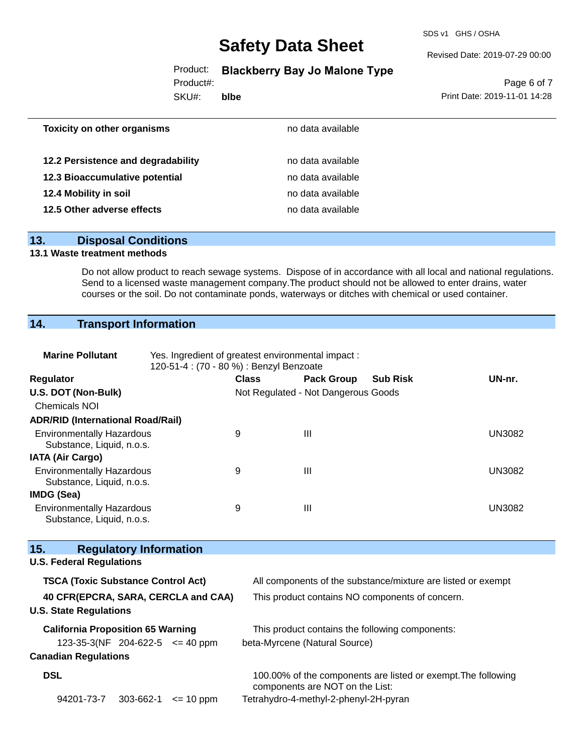| | |
|---|---|
| **Toxicity on other organisms** | no data available |
| **12.2 Persistence and degradability** | no data available |
| **12.3 Bioaccumulative potential** | no data available |
| **12.4 Mobility in soil** | no data available |
| **12.5 Other adverse effects** | no data available |

## 13. Disposal Conditions

### 13.1 Waste treatment methods

Do not allow product to reach sewage systems. Dispose of in accordance with all local and national regulations. Send to a licensed waste management company.The product should not be allowed to enter drains, water courses or the soil. Do not contaminate ponds, waterways or ditches with chemical or used container.

## 14. Transport Information

**Marine Pollutant** Yes. Ingredient of greatest environmental impact : 120-51-4 : (70 - 80 %) : Benzyl Benzoate

| Regulator | Class | Pack Group | Sub Risk | UN-nr. |
|---|---|---|---|---|
| **U.S. DOT (Non-Bulk)** | Not Regulated - Not Dangerous Goods | | | |
| Chemicals NOI | | | | |
| **ADR/RID (International Road/Rail)** | | | | |
| Environmentally Hazardous Substance, Liquid, n.o.s. | 9 | III | | UN3082 |
| **IATA (Air Cargo)** | | | | |
| Environmentally Hazardous Substance, Liquid, n.o.s. | 9 | III | | UN3082 |
| **IMDG (Sea)** | | | | |
| Environmentally Hazardous Substance, Liquid, n.o.s. | 9 | III | | UN3082 |

## 15. Regulatory Information

### U.S. Federal Regulations

| | |
|---|---|
| **TSCA (Toxic Substance Control Act)** | All components of the substance/mixture are listed or exempt |
| **40 CFR(EPCRA, SARA, CERCLA and CAA)** | This product contains NO components of concern. |

### U.S. State Regulations

**California Proposition 65 Warning** This product contains the following components:

| | | | |
|---|---|---|---|
| 123-35-3(NF | 204-622-5 | <= 40 ppm | beta-Myrcene (Natural Source) |

### Canadian Regulations

**DSL** 100.00% of the components are listed or exempt.The following components are NOT on the List:

| | | | |
|---|---|---|---|
| 94201-73-7 | 303-662-1 | <= 10 ppm | Tetrahydro-4-methyl-2-phenyl-2H-pyran |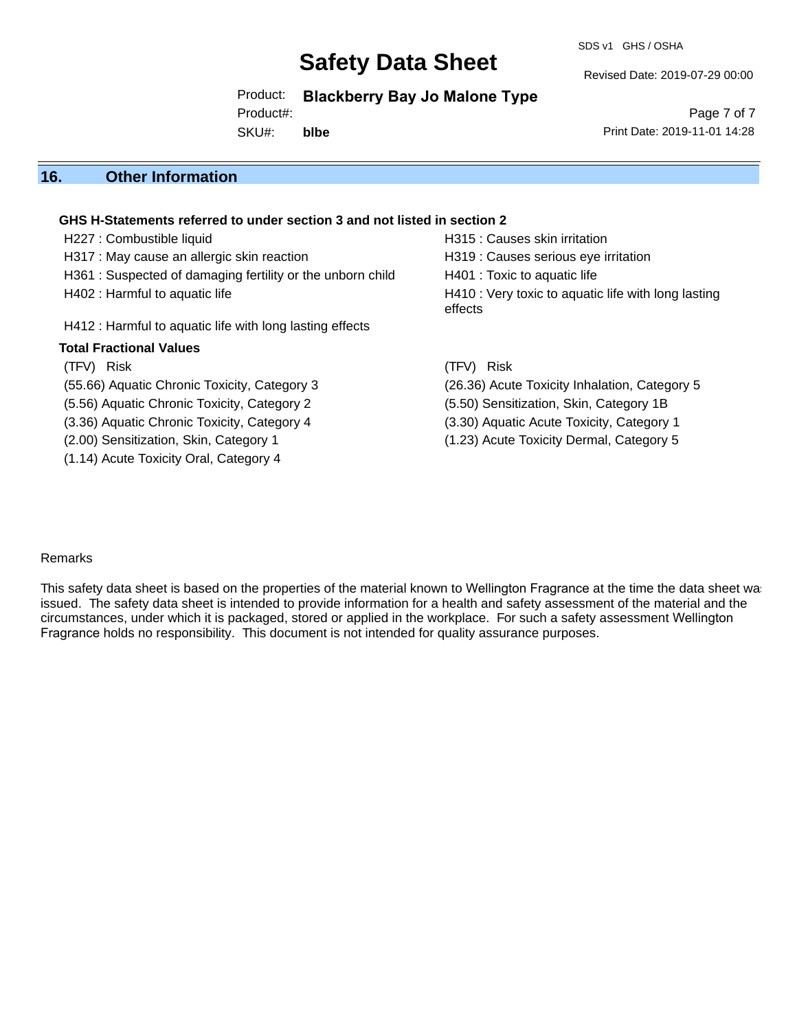## 16. Other Information

**GHS H-Statements referred to under section 3 and not listed in section 2**

H227 : Combustible liquid

H317 : May cause an allergic skin reaction

H361 : Suspected of damaging fertility or the unborn child

H402 : Harmful to aquatic life

H412 : Harmful to aquatic life with long lasting effects

H315 : Causes skin irritation

H319 : Causes serious eye irritation

H401 : Toxic to aquatic life

H410 : Very toxic to aquatic life with long lasting effects

**Total Fractional Values**

(TFV) Risk

(55.66) Aquatic Chronic Toxicity, Category 3

(5.56) Aquatic Chronic Toxicity, Category 2

(3.36) Aquatic Chronic Toxicity, Category 4

(2.00) Sensitization, Skin, Category 1

(1.14) Acute Toxicity Oral, Category 4

(TFV) Risk

(26.36) Acute Toxicity Inhalation, Category 5

(5.50) Sensitization, Skin, Category 1B

(3.30) Aquatic Acute Toxicity, Category 1

(1.23) Acute Toxicity Dermal, Category 5

Remarks

This safety data sheet is based on the properties of the material known to Wellington Fragrance at the time the data sheet was issued. The safety data sheet is intended to provide information for a health and safety assessment of the material and the circumstances, under which it is packaged, stored or applied in the workplace. For such a safety assessment Wellington Fragrance holds no responsibility. This document is not intended for quality assurance purposes.